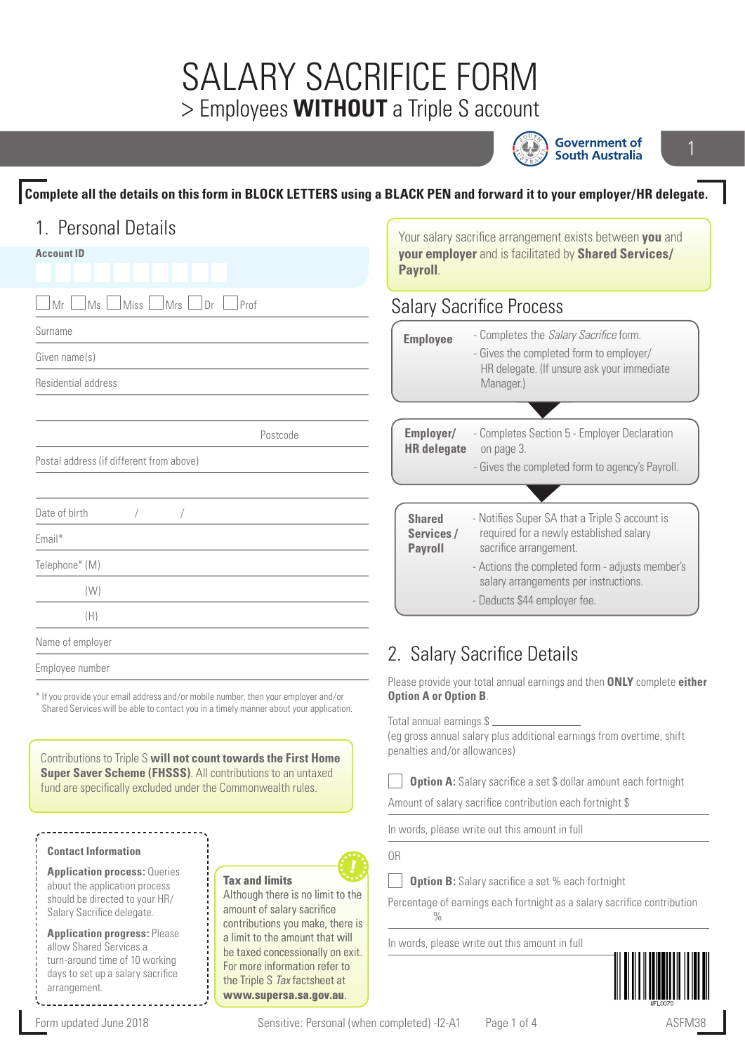# SALARY SACRIFICE FORM

## > Employees **WITHOUT** a Triple S account

Government of South Australia

**Complete all the details on this form in BLOCK LETTERS using a BLACK PEN and forward it to your employer/HR delegate.**

## 1. Personal Details

**Account ID**

☐ Mr ☐ Ms ☐ Miss ☐ Mrs ☐ Dr ☐ Prof

Surname

Given name(s)

Residential address

Postcode

Postal address (if different from above)

Date of birth / /

Email*

Telephone* (M)

(W)

(H)

Name of employer

Employee number

\* If you provide your email address and/or mobile number, then your employer and/or Shared Services will be able to contact you in a timely manner about your application.

Contributions to Triple S **will not count towards the First Home Super Saver Scheme (FHSSS)**. All contributions to an untaxed fund are specifically excluded under the Commonwealth rules.

**Contact Information**

**Application process:** Queries about the application process should be directed to your HR/ Salary Sacrifice delegate.

**Application progress:** Please allow Shared Services a turn-around time of 10 working days to set up a salary sacrifice arrangement.

**Tax and limits**
Although there is no limit to the amount of salary sacrifice contributions you make, there is a limit to the amount that will be taxed concessionally on exit. For more information refer to the Triple S *Tax* factsheet at **www.supersa.sa.gov.au**.

Your salary sacrifice arrangement exists between **you** and **your employer** and is facilitated by **Shared Services/ Payroll**.

## Salary Sacrifice Process

**Employee**
- Completes the *Salary Sacrifice* form.
- Gives the completed form to employer/ HR delegate. (If unsure ask your immediate Manager.)

**Employer/ HR delegate**
- Completes Section 5 - Employer Declaration on page 3.
- Gives the completed form to agency's Payroll.

**Shared Services / Payroll**
- Notifies Super SA that a Triple S account is required for a newly established salary sacrifice arrangement.
- Actions the completed form - adjusts member's salary arrangements per instructions.
- Deducts $44 employer fee.

## 2. Salary Sacrifice Details

Please provide your total annual earnings and then **ONLY** complete **either Option A or Option B**.

Total annual earnings $ _______________
(eg gross annual salary plus additional earnings from overtime, shift penalties and/or allowances)

☐ **Option A:** Salary sacrifice a set $ dollar amount each fortnight

Amount of salary sacrifice contribution each fortnight $

In words, please write out this amount in full

OR

☐ **Option B:** Salary sacrifice a set % each fortnight

Percentage of earnings each fortnight as a salary sacrifice contribution
%

In words, please write out this amount in full

WFL0070

Form updated June 2018 Sensitive: Personal (when completed) -I2-A1 ASFM38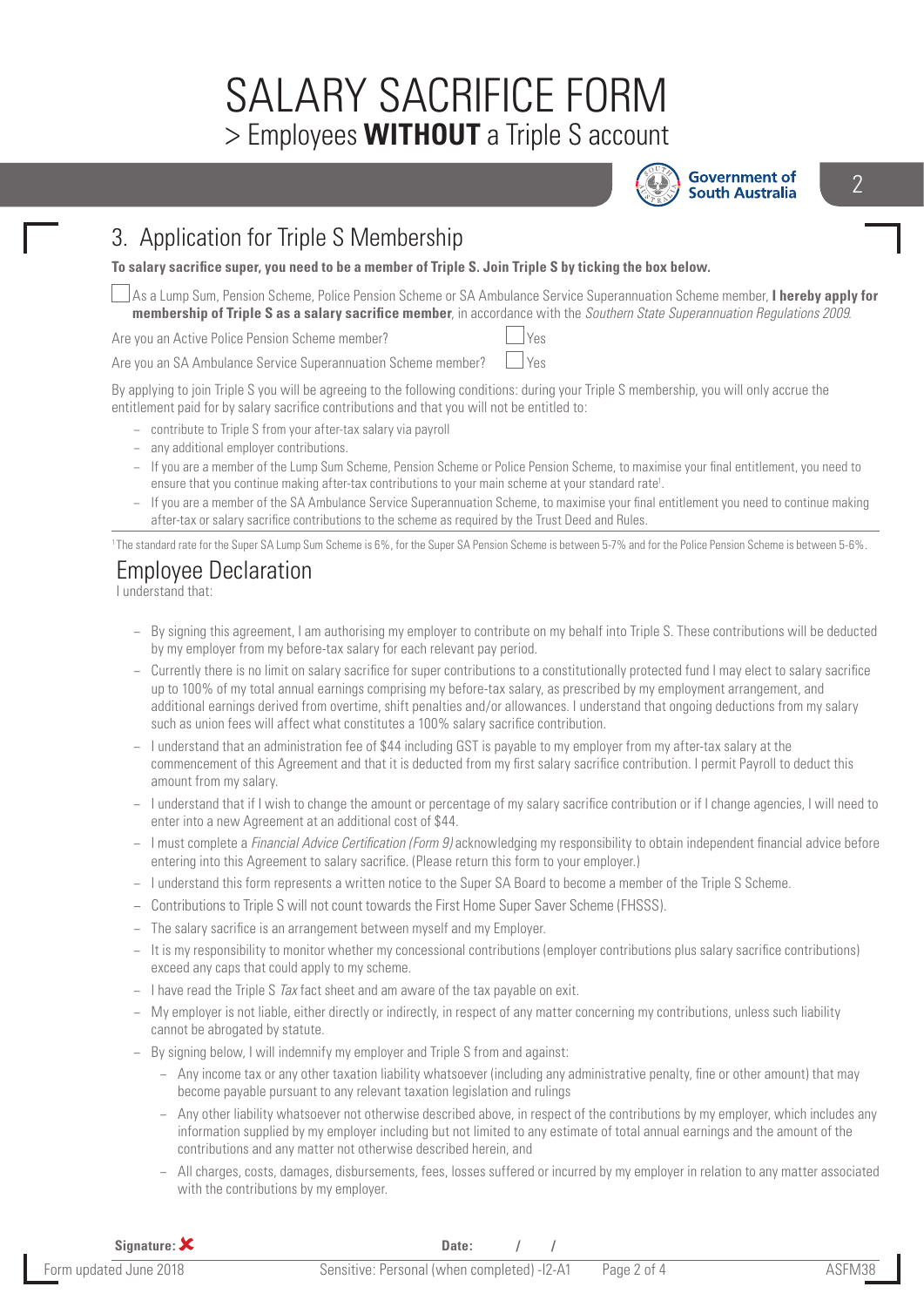# SALARY SACRIFICE FORM

## > Employees **WITHOUT** a Triple S account

## 3. Application for Triple S Membership

**To salary sacrifice super, you need to be a member of Triple S. Join Triple S by ticking the box below.**

☐ As a Lump Sum, Pension Scheme, Police Pension Scheme or SA Ambulance Service Superannuation Scheme member, **I hereby apply for membership of Triple S as a salary sacrifice member**, in accordance with the *Southern State Superannuation Regulations 2009*.

Are you an Active Police Pension Scheme member? ☐ Yes

Are you an SA Ambulance Service Superannuation Scheme member? ☐ Yes

By applying to join Triple S you will be agreeing to the following conditions: during your Triple S membership, you will only accrue the entitlement paid for by salary sacrifice contributions and that you will not be entitled to:

- contribute to Triple S from your after-tax salary via payroll
- any additional employer contributions.
- If you are a member of the Lump Sum Scheme, Pension Scheme or Police Pension Scheme, to maximise your final entitlement, you need to ensure that you continue making after-tax contributions to your main scheme at your standard rate[1].
- If you are a member of the SA Ambulance Service Superannuation Scheme, to maximise your final entitlement you need to continue making after-tax or salary sacrifice contributions to the scheme as required by the Trust Deed and Rules.

[1] The standard rate for the Super SA Lump Sum Scheme is 6%, for the Super SA Pension Scheme is between 5-7% and for the Police Pension Scheme is between 5-6%.

## Employee Declaration

I understand that:

- By signing this agreement, I am authorising my employer to contribute on my behalf into Triple S. These contributions will be deducted by my employer from my before-tax salary for each relevant pay period.
- Currently there is no limit on salary sacrifice for super contributions to a constitutionally protected fund I may elect to salary sacrifice up to 100% of my total annual earnings comprising my before-tax salary, as prescribed by my employment arrangement, and additional earnings derived from overtime, shift penalties and/or allowances. I understand that ongoing deductions from my salary such as union fees will affect what constitutes a 100% salary sacrifice contribution.
- I understand that an administration fee of $44 including GST is payable to my employer from my after-tax salary at the commencement of this Agreement and that it is deducted from my first salary sacrifice contribution. I permit Payroll to deduct this amount from my salary.
- I understand that if I wish to change the amount or percentage of my salary sacrifice contribution or if I change agencies, I will need to enter into a new Agreement at an additional cost of $44.
- I must complete a *Financial Advice Certification (Form 9)* acknowledging my responsibility to obtain independent financial advice before entering into this Agreement to salary sacrifice. (Please return this form to your employer.)
- I understand this form represents a written notice to the Super SA Board to become a member of the Triple S Scheme.
- Contributions to Triple S will not count towards the First Home Super Saver Scheme (FHSSS).
- The salary sacrifice is an arrangement between myself and my Employer.
- It is my responsibility to monitor whether my concessional contributions (employer contributions plus salary sacrifice contributions) exceed any caps that could apply to my scheme.
- I have read the Triple S *Tax* fact sheet and am aware of the tax payable on exit.
- My employer is not liable, either directly or indirectly, in respect of any matter concerning my contributions, unless such liability cannot be abrogated by statute.
- By signing below, I will indemnify my employer and Triple S from and against:
  - Any income tax or any other taxation liability whatsoever (including any administrative penalty, fine or other amount) that may become payable pursuant to any relevant taxation legislation and rulings
  - Any other liability whatsoever not otherwise described above, in respect of the contributions by my employer, which includes any information supplied by my employer including but not limited to any estimate of total annual earnings and the amount of the contributions and any matter not otherwise described herein, and
  - All charges, costs, damages, disbursements, fees, losses suffered or incurred by my employer in relation to any matter associated with the contributions by my employer.

**Signature:** ✘ **Date:** / /

Form updated June 2018 Sensitive: Personal (when completed) -I2-A1 ASFM38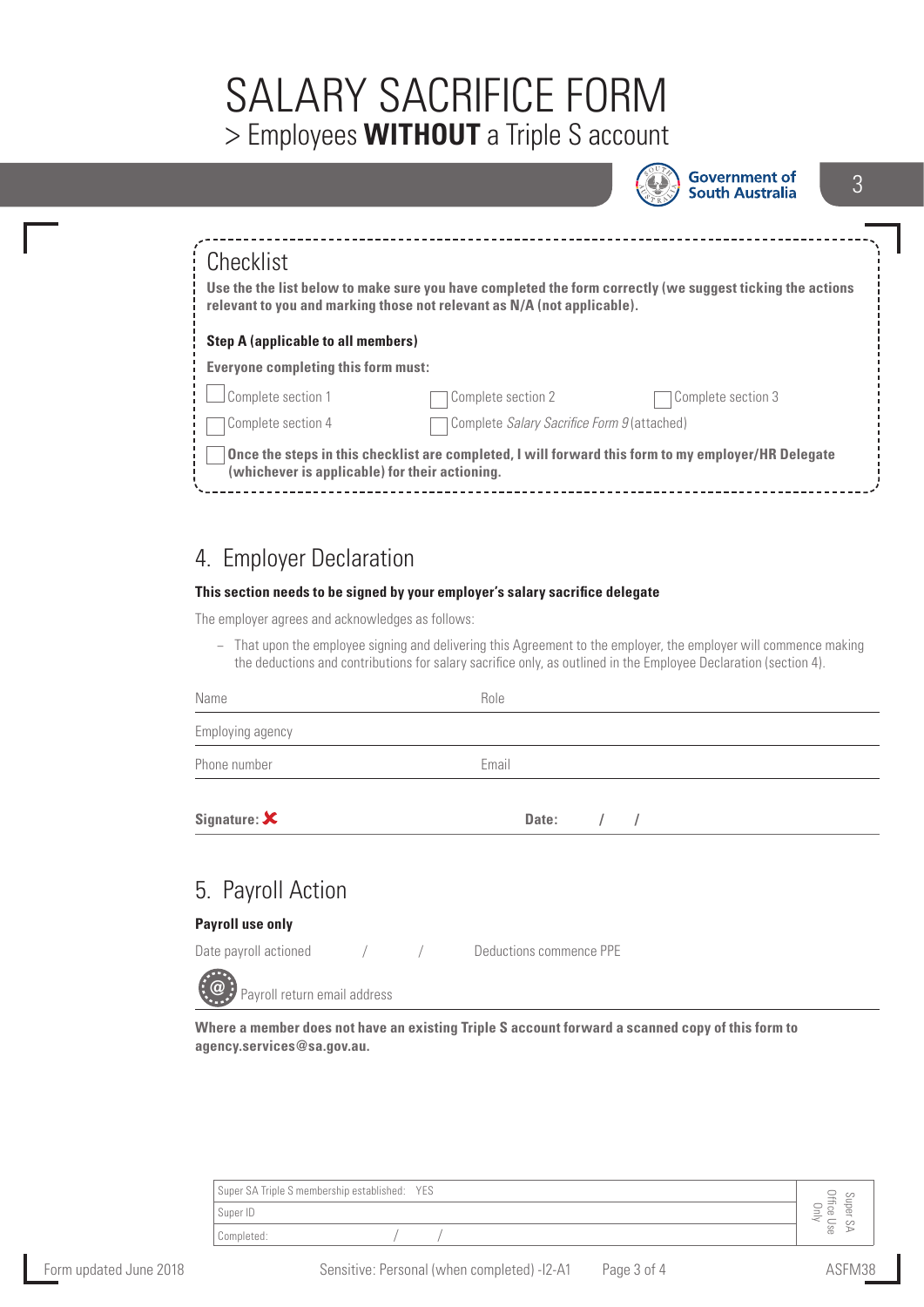# SALARY SACRIFICE FORM

## > Employees **WITHOUT** a Triple S account

## Checklist

**Use the the list below to make sure you have completed the form correctly (we suggest ticking the actions relevant to you and marking those not relevant as N/A (not applicable).**

**Step A (applicable to all members)**

**Everyone completing this form must:**

- ☐ Complete section 1
- ☐ Complete section 2
- ☐ Complete section 3
- ☐ Complete section 4
- ☐ Complete *Salary Sacrifice Form 9* (attached)
- ☐ **Once the steps in this checklist are completed, I will forward this form to my employer/HR Delegate (whichever is applicable) for their actioning.**

## 4. Employer Declaration

**This section needs to be signed by your employer's salary sacrifice delegate**

The employer agrees and acknowledges as follows:

- That upon the employee signing and delivering this Agreement to the employer, the employer will commence making the deductions and contributions for salary sacrifice only, as outlined in the Employee Declaration (section 4).

Name ____________________ Role ____________________

Employing agency ____________________

Phone number ____________________ Email ____________________

**Signature:** ✘ ____________________ **Date:** / /

## 5. Payroll Action

**Payroll use only**

Date payroll actioned / / Deductions commence PPE ____________________

Payroll return email address ____________________

**Where a member does not have an existing Triple S account forward a scanned copy of this form to agency.services@sa.gov.au.**

| | |
|---|---|
| Super SA Triple S membership established: YES | Super SA Office Use Only |
| Super ID | |
| Completed: / / | |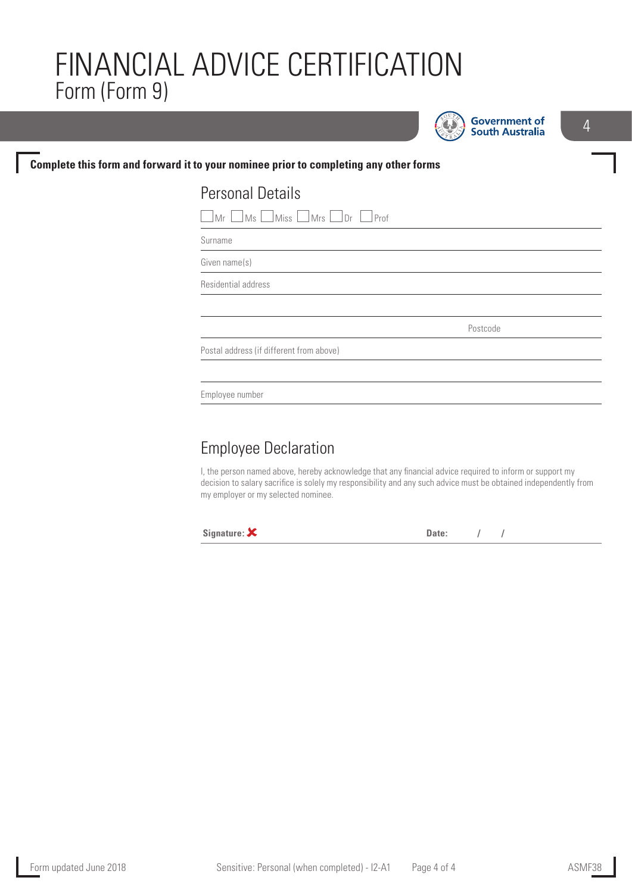# FINANCIAL ADVICE CERTIFICATION

Form (Form 9)

Government of South Australia

**Complete this form and forward it to your nominee prior to completing any other forms**

## Personal Details

☐ Mr ☐ Ms ☐ Miss ☐ Mrs ☐ Dr ☐ Prof

Surname

Given name(s)

Residential address

Postcode

Postal address (if different from above)

Employee number

## Employee Declaration

I, the person named above, hereby acknowledge that any financial advice required to inform or support my decision to salary sacrifice is solely my responsibility and any such advice must be obtained independently from my employer or my selected nominee.

**Signature:** ✘ **Date:** / /

Form updated June 2018

Sensitive: Personal (when completed) - I2-A1

ASMF38